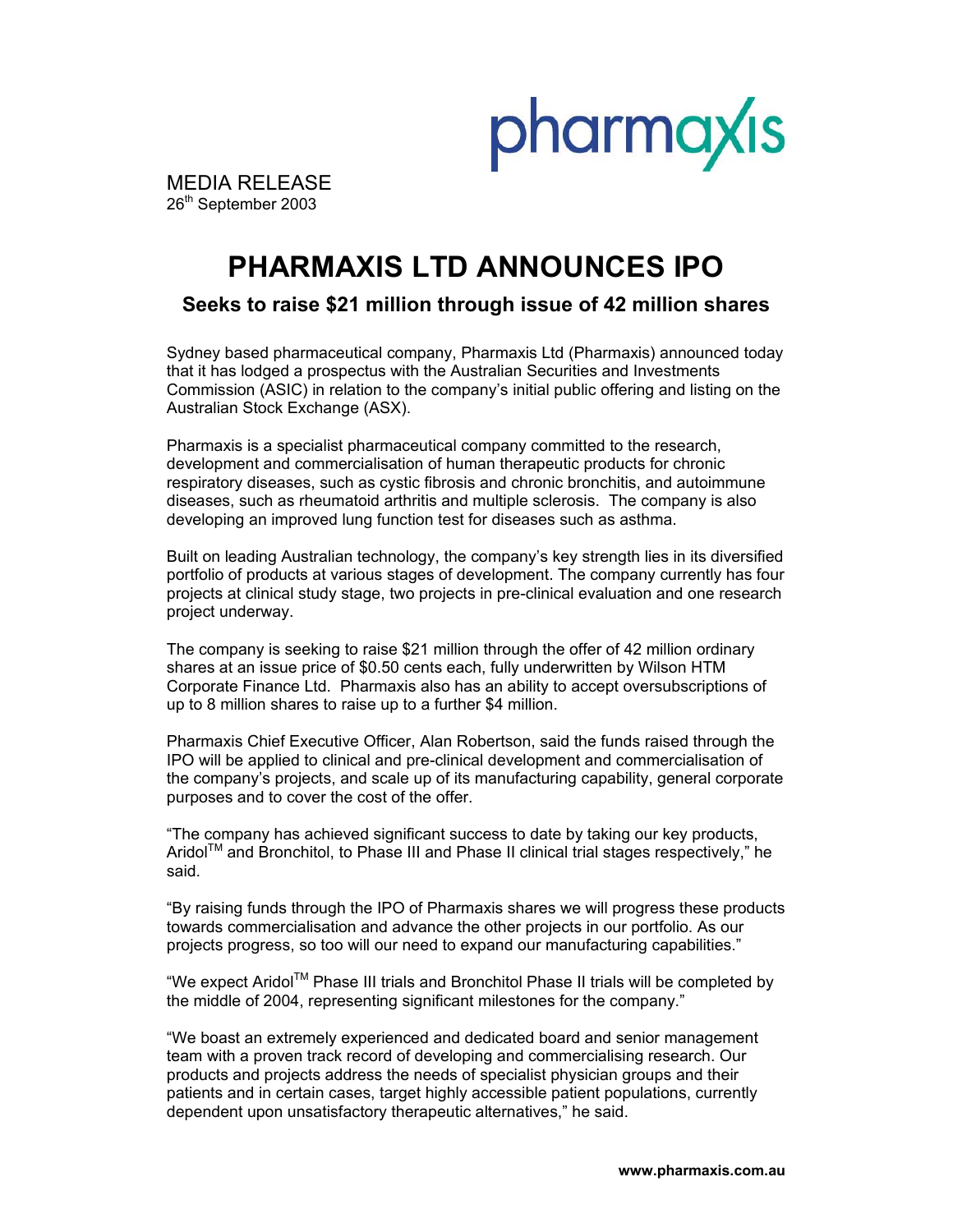pharmaxis

MEDIA RELEASE
26th September 2003

# PHARMAXIS LTD ANNOUNCES IPO

## Seeks to raise $21 million through issue of 42 million shares

Sydney based pharmaceutical company, Pharmaxis Ltd (Pharmaxis) announced today that it has lodged a prospectus with the Australian Securities and Investments Commission (ASIC) in relation to the company's initial public offering and listing on the Australian Stock Exchange (ASX).

Pharmaxis is a specialist pharmaceutical company committed to the research, development and commercialisation of human therapeutic products for chronic respiratory diseases, such as cystic fibrosis and chronic bronchitis, and autoimmune diseases, such as rheumatoid arthritis and multiple sclerosis. The company is also developing an improved lung function test for diseases such as asthma.

Built on leading Australian technology, the company's key strength lies in its diversified portfolio of products at various stages of development. The company currently has four projects at clinical study stage, two projects in pre-clinical evaluation and one research project underway.

The company is seeking to raise $21 million through the offer of 42 million ordinary shares at an issue price of $0.50 cents each, fully underwritten by Wilson HTM Corporate Finance Ltd. Pharmaxis also has an ability to accept oversubscriptions of up to 8 million shares to raise up to a further $4 million.

Pharmaxis Chief Executive Officer, Alan Robertson, said the funds raised through the IPO will be applied to clinical and pre-clinical development and commercialisation of the company's projects, and scale up of its manufacturing capability, general corporate purposes and to cover the cost of the offer.

"The company has achieved significant success to date by taking our key products, Aridol™ and Bronchitol, to Phase III and Phase II clinical trial stages respectively," he said.

"By raising funds through the IPO of Pharmaxis shares we will progress these products towards commercialisation and advance the other projects in our portfolio. As our projects progress, so too will our need to expand our manufacturing capabilities."

"We expect Aridol™ Phase III trials and Bronchitol Phase II trials will be completed by the middle of 2004, representing significant milestones for the company."

"We boast an extremely experienced and dedicated board and senior management team with a proven track record of developing and commercialising research. Our products and projects address the needs of specialist physician groups and their patients and in certain cases, target highly accessible patient populations, currently dependent upon unsatisfactory therapeutic alternatives," he said.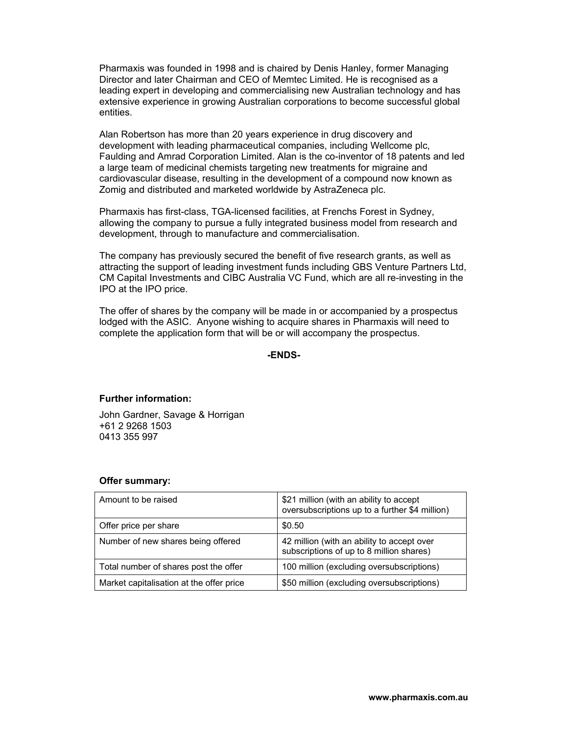Pharmaxis was founded in 1998 and is chaired by Denis Hanley, former Managing Director and later Chairman and CEO of Memtec Limited. He is recognised as a leading expert in developing and commercialising new Australian technology and has extensive experience in growing Australian corporations to become successful global entities.

Alan Robertson has more than 20 years experience in drug discovery and development with leading pharmaceutical companies, including Wellcome plc, Faulding and Amrad Corporation Limited. Alan is the co-inventor of 18 patents and led a large team of medicinal chemists targeting new treatments for migraine and cardiovascular disease, resulting in the development of a compound now known as Zomig and distributed and marketed worldwide by AstraZeneca plc.

Pharmaxis has first-class, TGA-licensed facilities, at Frenchs Forest in Sydney, allowing the company to pursue a fully integrated business model from research and development, through to manufacture and commercialisation.

The company has previously secured the benefit of five research grants, as well as attracting the support of leading investment funds including GBS Venture Partners Ltd, CM Capital Investments and CIBC Australia VC Fund, which are all re-investing in the IPO at the IPO price.

The offer of shares by the company will be made in or accompanied by a prospectus lodged with the ASIC. Anyone wishing to acquire shares in Pharmaxis will need to complete the application form that will be or will accompany the prospectus.

**-ENDS-**

**Further information:**

John Gardner, Savage & Horrigan
+61 2 9268 1503
0413 355 997

**Offer summary:**

| | |
|---|---|
| Amount to be raised | $21 million (with an ability to accept oversubscriptions up to a further $4 million) |
| Offer price per share | $0.50 |
| Number of new shares being offered | 42 million (with an ability to accept over subscriptions of up to 8 million shares) |
| Total number of shares post the offer | 100 million (excluding oversubscriptions) |
| Market capitalisation at the offer price | $50 million (excluding oversubscriptions) |

**www.pharmaxis.com.au**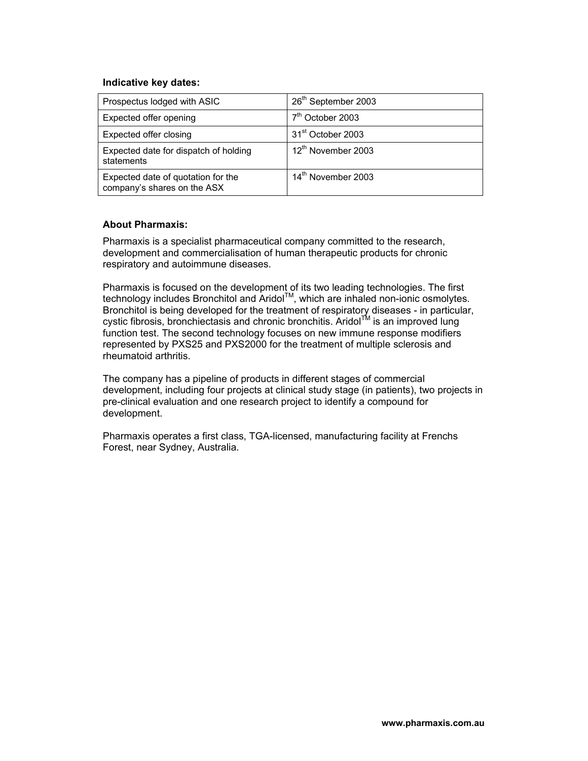**Indicative key dates:**

| | |
|---|---|
| Prospectus lodged with ASIC | 26th September 2003 |
| Expected offer opening | 7th October 2003 |
| Expected offer closing | 31st October 2003 |
| Expected date for dispatch of holding statements | 12th November 2003 |
| Expected date of quotation for the company's shares on the ASX | 14th November 2003 |

**About Pharmaxis:**

Pharmaxis is a specialist pharmaceutical company committed to the research, development and commercialisation of human therapeutic products for chronic respiratory and autoimmune diseases.

Pharmaxis is focused on the development of its two leading technologies. The first technology includes Bronchitol and Aridol™, which are inhaled non-ionic osmolytes. Bronchitol is being developed for the treatment of respiratory diseases - in particular, cystic fibrosis, bronchiectasis and chronic bronchitis. Aridol™ is an improved lung function test. The second technology focuses on new immune response modifiers represented by PXS25 and PXS2000 for the treatment of multiple sclerosis and rheumatoid arthritis.

The company has a pipeline of products in different stages of commercial development, including four projects at clinical study stage (in patients), two projects in pre-clinical evaluation and one research project to identify a compound for development.

Pharmaxis operates a first class, TGA-licensed, manufacturing facility at Frenchs Forest, near Sydney, Australia.

**www.pharmaxis.com.au**